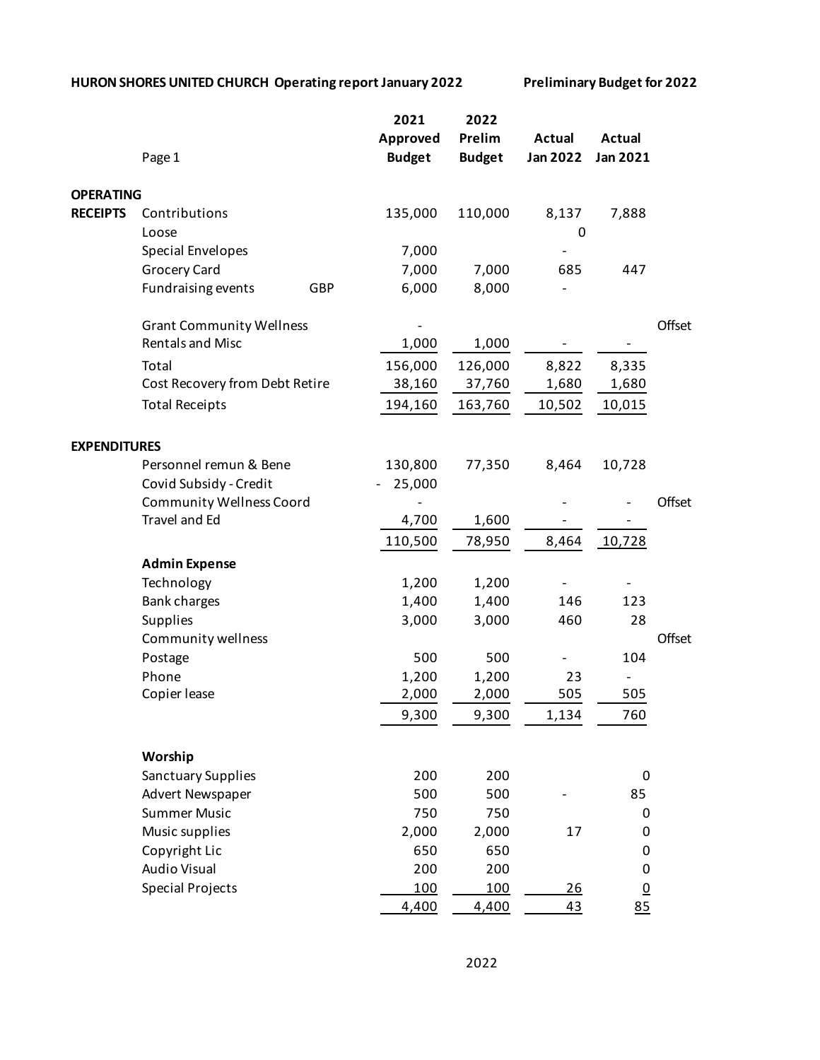**HURON SHORES UNITED CHURCH Operating report January 2022** **Preliminary Budget for 2022**

| | Page 1 | | 2021 Approved Budget | 2022 Prelim Budget | Actual Jan 2022 | Actual Jan 2021 | |
|---|---|---|---|---|---|---|---|
| **OPERATING RECEIPTS** | Contributions | | 135,000 | 110,000 | 8,137 | 7,888 | |
| | Loose | | | | 0 | | |
| | Special Envelopes | | 7,000 | | - | | |
| | Grocery Card | | 7,000 | 7,000 | 685 | 447 | |
| | Fundraising events | GBP | 6,000 | 8,000 | - | | |
| | Grant Community Wellness | | - | | | | Offset |
| | Rentals and Misc | | 1,000 | 1,000 | - | - | |
| | Total | | 156,000 | 126,000 | 8,822 | 8,335 | |
| | Cost Recovery from Debt Retire | | 38,160 | 37,760 | 1,680 | 1,680 | |
| | Total Receipts | | 194,160 | 163,760 | 10,502 | 10,015 | |
| **EXPENDITURES** | | | | | | | |
| | Personnel remun & Bene | | 130,800 | 77,350 | 8,464 | 10,728 | |
| | Covid Subsidy - Credit | | - 25,000 | | | | |
| | Community Wellness Coord | | - | | - | - | Offset |
| | Travel and Ed | | 4,700 | 1,600 | - | - | |
| | | | 110,500 | 78,950 | 8,464 | 10,728 | |
| | **Admin Expense** | | | | | | |
| | Technology | | 1,200 | 1,200 | - | - | |
| | Bank charges | | 1,400 | 1,400 | 146 | 123 | |
| | Supplies | | 3,000 | 3,000 | 460 | 28 | |
| | Community wellness | | | | | | Offset |
| | Postage | | 500 | 500 | - | 104 | |
| | Phone | | 1,200 | 1,200 | 23 | - | |
| | Copier lease | | 2,000 | 2,000 | 505 | 505 | |
| | | | 9,300 | 9,300 | 1,134 | 760 | |
| | **Worship** | | | | | | |
| | Sanctuary Supplies | | 200 | 200 | | 0 | |
| | Advert Newspaper | | 500 | 500 | - | 85 | |
| | Summer Music | | 750 | 750 | | 0 | |
| | Music supplies | | 2,000 | 2,000 | 17 | 0 | |
| | Copyright Lic | | 650 | 650 | | 0 | |
| | Audio Visual | | 200 | 200 | | 0 | |
| | Special Projects | | 100 | 100 | 26 | 0 | |
| | | | 4,400 | 4,400 | 43 | 85 | |

2022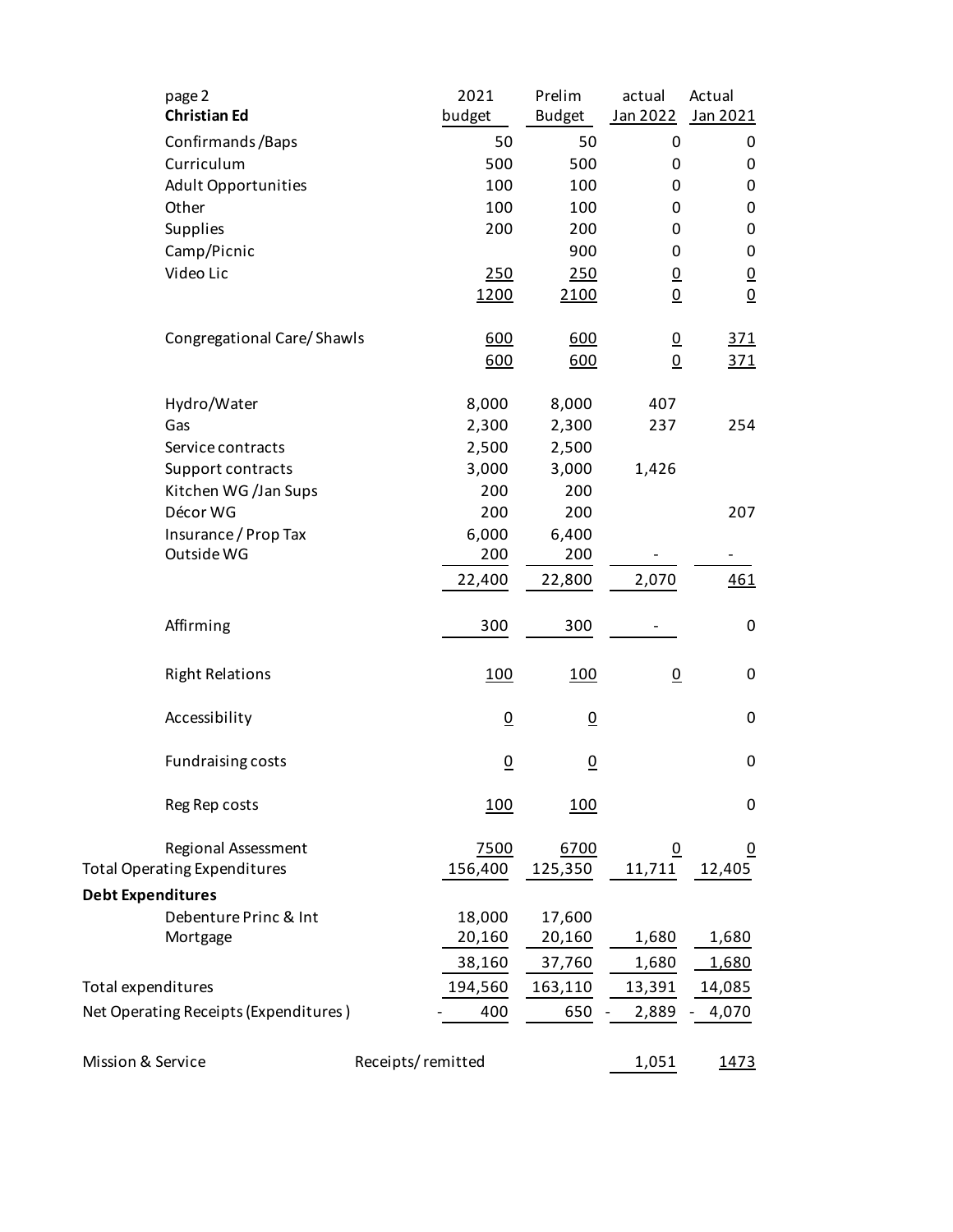| page 2 **Christian Ed** | 2021 budget | Prelim Budget | actual Jan 2022 | Actual Jan 2021 |
|---|---|---|---|---|
| Confirmands /Baps | 50 | 50 | 0 | 0 |
| Curriculum | 500 | 500 | 0 | 0 |
| Adult Opportunities | 100 | 100 | 0 | 0 |
| Other | 100 | 100 | 0 | 0 |
| Supplies | 200 | 200 | 0 | 0 |
| Camp/Picnic | | 900 | 0 | 0 |
| Video Lic | 250 | 250 | 0 | 0 |
| | 1200 | 2100 | 0 | 0 |
| Congregational Care/ Shawls | 600 | 600 | 0 | 371 |
| | 600 | 600 | 0 | 371 |
| Hydro/Water | 8,000 | 8,000 | 407 | |
| Gas | 2,300 | 2,300 | 237 | 254 |
| Service contracts | 2,500 | 2,500 | | |
| Support contracts | 3,000 | 3,000 | 1,426 | |
| Kitchen WG /Jan Sups | 200 | 200 | | |
| Décor WG | 200 | 200 | | 207 |
| Insurance / Prop Tax | 6,000 | 6,400 | | |
| Outside WG | 200 | 200 | - | - |
| | 22,400 | 22,800 | 2,070 | 461 |
| Affirming | 300 | 300 | - | 0 |
| Right Relations | 100 | 100 | 0 | 0 |
| Accessibility | 0 | 0 | | 0 |
| Fundraising costs | 0 | 0 | | 0 |
| Reg Rep costs | 100 | 100 | | 0 |
| Regional Assessment | 7500 | 6700 | 0 | 0 |
| Total Operating Expenditures | 156,400 | 125,350 | 11,711 | 12,405 |
| **Debt Expenditures** | | | | |
| Debenture Princ & Int | 18,000 | 17,600 | | |
| Mortgage | 20,160 | 20,160 | 1,680 | 1,680 |
| | 38,160 | 37,760 | 1,680 | 1,680 |
| Total expenditures | 194,560 | 163,110 | 13,391 | 14,085 |
| Net Operating Receipts (Expenditures ) | - 400 | 650 | - 2,889 | - 4,070 |
| Mission & Service — Receipts/ remitted | | | 1,051 | 1473 |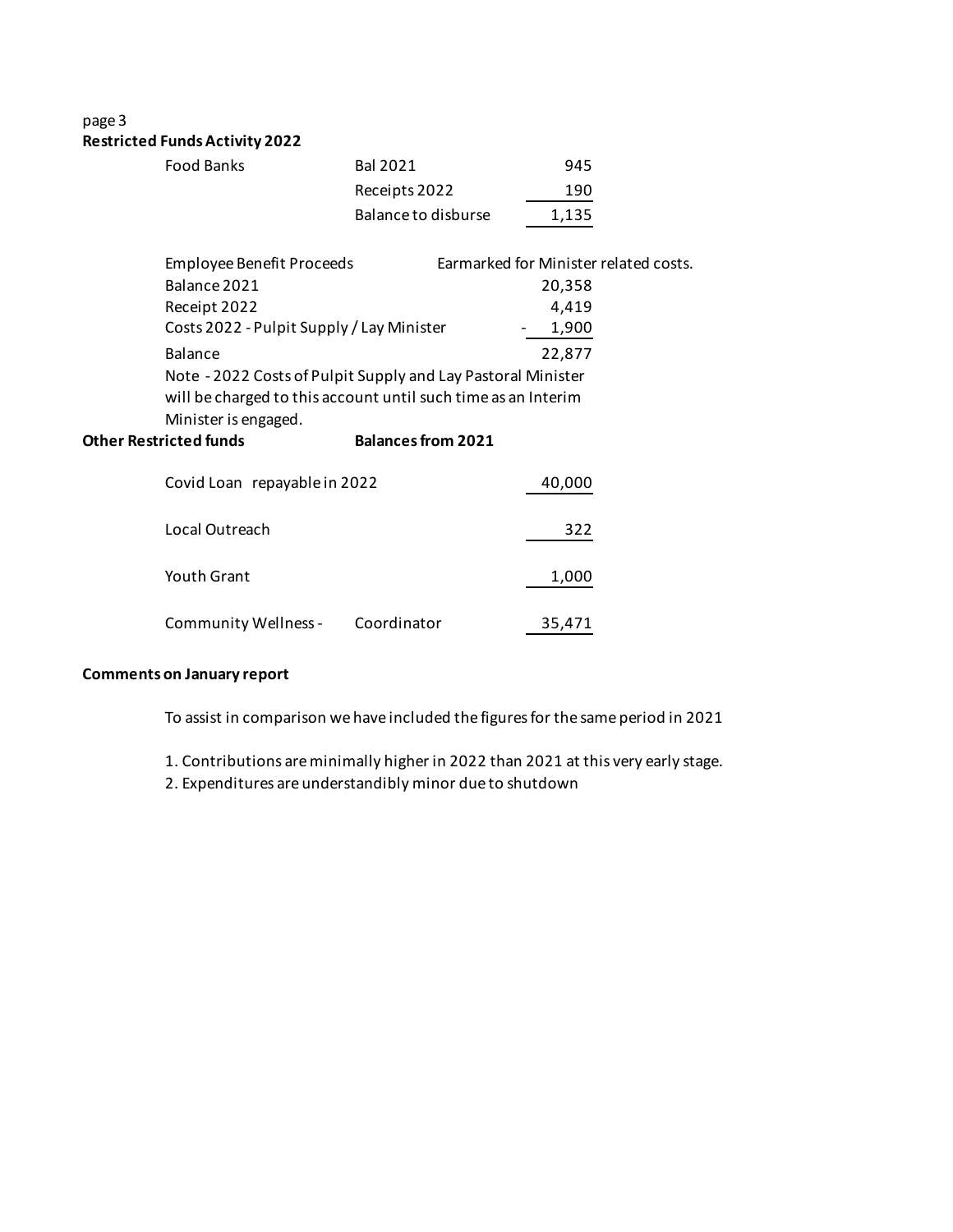## Restricted Funds Activity 2022

| | | |
|---|---|---|
| Food Banks | Bal 2021 | 945 |
| | Receipts 2022 | 190 |
| | Balance to disburse | 1,135 |

| | | |
|---|---|---|
| Employee Benefit Proceeds | Earmarked for Minister related costs. | |
| Balance 2021 | | 20,358 |
| Receipt 2022 | | 4,419 |
| Costs 2022 - Pulpit Supply / Lay Minister | | - 1,900 |
| Balance | | 22,877 |

Note - 2022 Costs of Pulpit Supply and Lay Pastoral Minister will be charged to this account until such time as an Interim Minister is engaged.

**Other Restricted funds** | **Balances from 2021**

| | | |
|---|---|---|
| Covid Loan repayable in 2022 | | 40,000 |
| Local Outreach | | 322 |
| Youth Grant | | 1,000 |
| Community Wellness - | Coordinator | 35,471 |

**Comments on January report**

To assist in comparison we have included the figures for the same period in 2021

1. Contributions are minimally higher in 2022 than 2021 at this very early stage.
2. Expenditures are understandibly minor due to shutdown